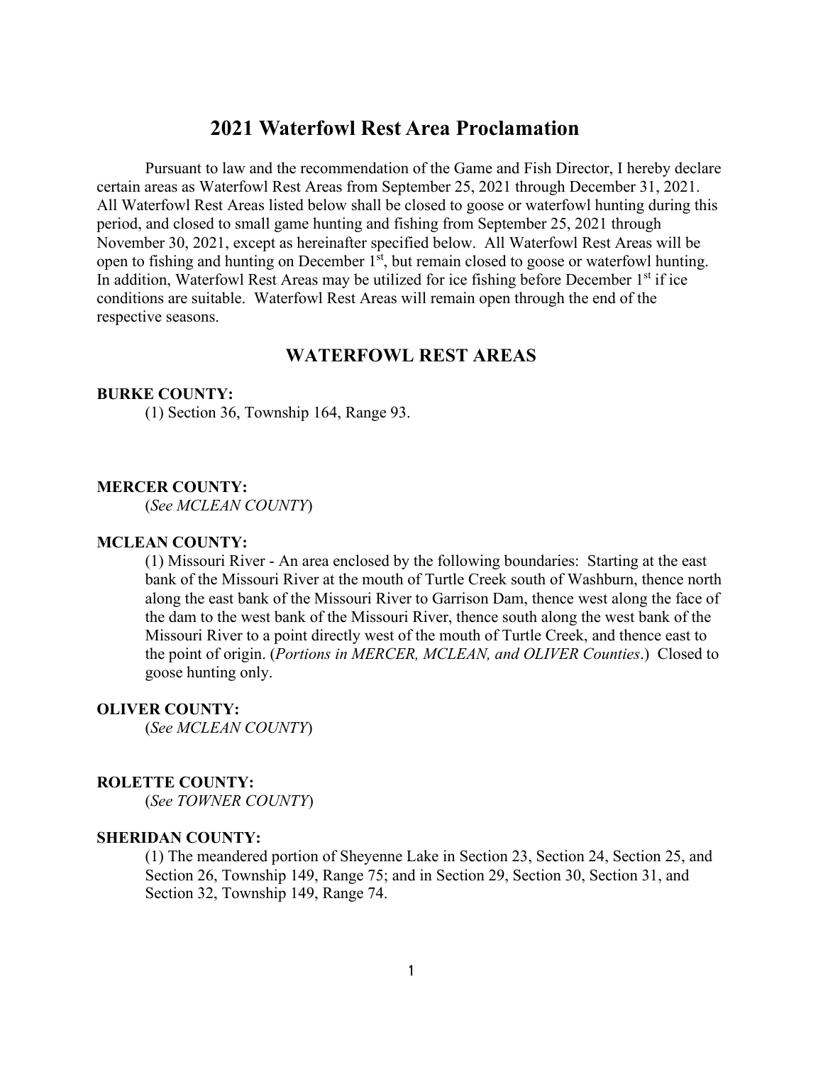# 2021 Waterfowl Rest Area Proclamation

Pursuant to law and the recommendation of the Game and Fish Director, I hereby declare certain areas as Waterfowl Rest Areas from September 25, 2021 through December 31, 2021. All Waterfowl Rest Areas listed below shall be closed to goose or waterfowl hunting during this period, and closed to small game hunting and fishing from September 25, 2021 through November 30, 2021, except as hereinafter specified below. All Waterfowl Rest Areas will be open to fishing and hunting on December 1st, but remain closed to goose or waterfowl hunting. In addition, Waterfowl Rest Areas may be utilized for ice fishing before December 1st if ice conditions are suitable. Waterfowl Rest Areas will remain open through the end of the respective seasons.

## WATERFOWL REST AREAS

**BURKE COUNTY:**

(1) Section 36, Township 164, Range 93.

**MERCER COUNTY:**

(*See MCLEAN COUNTY*)

**MCLEAN COUNTY:**

(1) Missouri River - An area enclosed by the following boundaries: Starting at the east bank of the Missouri River at the mouth of Turtle Creek south of Washburn, thence north along the east bank of the Missouri River to Garrison Dam, thence west along the face of the dam to the west bank of the Missouri River, thence south along the west bank of the Missouri River to a point directly west of the mouth of Turtle Creek, and thence east to the point of origin. (*Portions in MERCER, MCLEAN, and OLIVER Counties*.) Closed to goose hunting only.

**OLIVER COUNTY:**

(*See MCLEAN COUNTY*)

**ROLETTE COUNTY:**

(*See TOWNER COUNTY*)

**SHERIDAN COUNTY:**

(1) The meandered portion of Sheyenne Lake in Section 23, Section 24, Section 25, and Section 26, Township 149, Range 75; and in Section 29, Section 30, Section 31, and Section 32, Township 149, Range 74.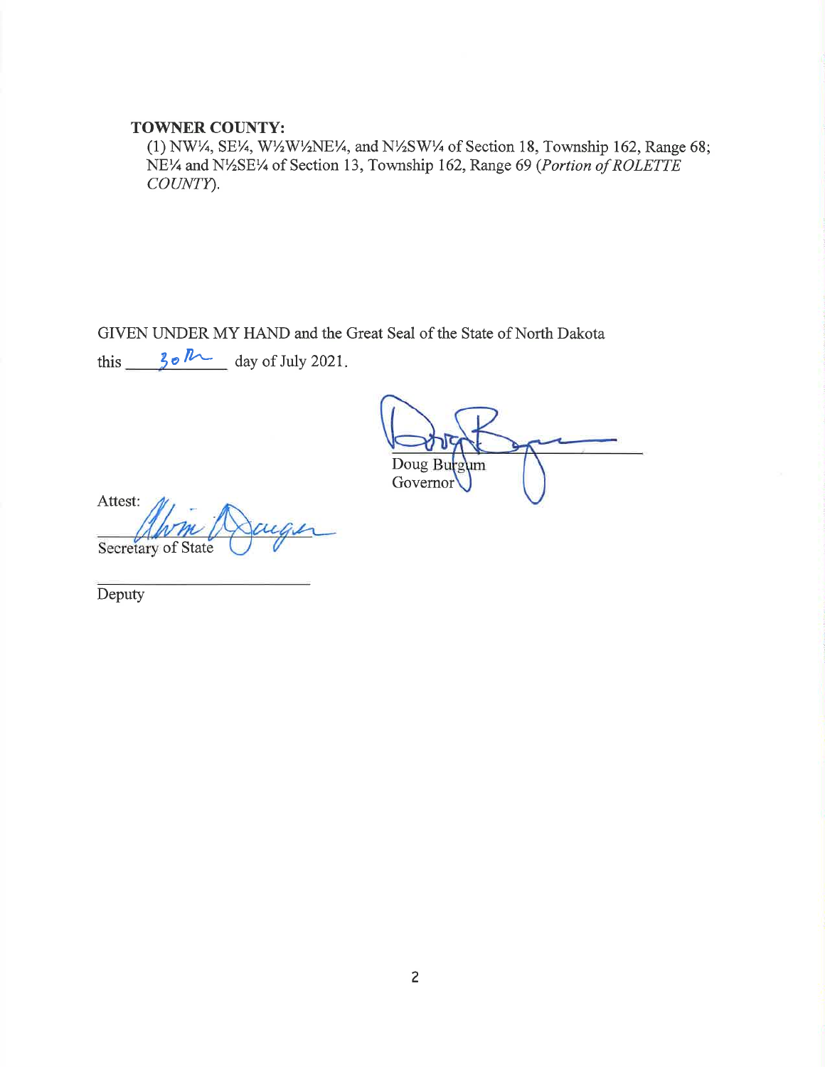**TOWNER COUNTY:**

(1) NW¼, SE¼, W½W½NE¼, and N½SW¼ of Section 18, Township 162, Range 68; NE¼ and N½SE¼ of Section 13, Township 162, Range 69 (*Portion of ROLETTE COUNTY*).

GIVEN UNDER MY HAND and the Great Seal of the State of North Dakota this 30th day of July 2021.

Doug Burgum
Governor

Attest:

Secretary of State

Deputy